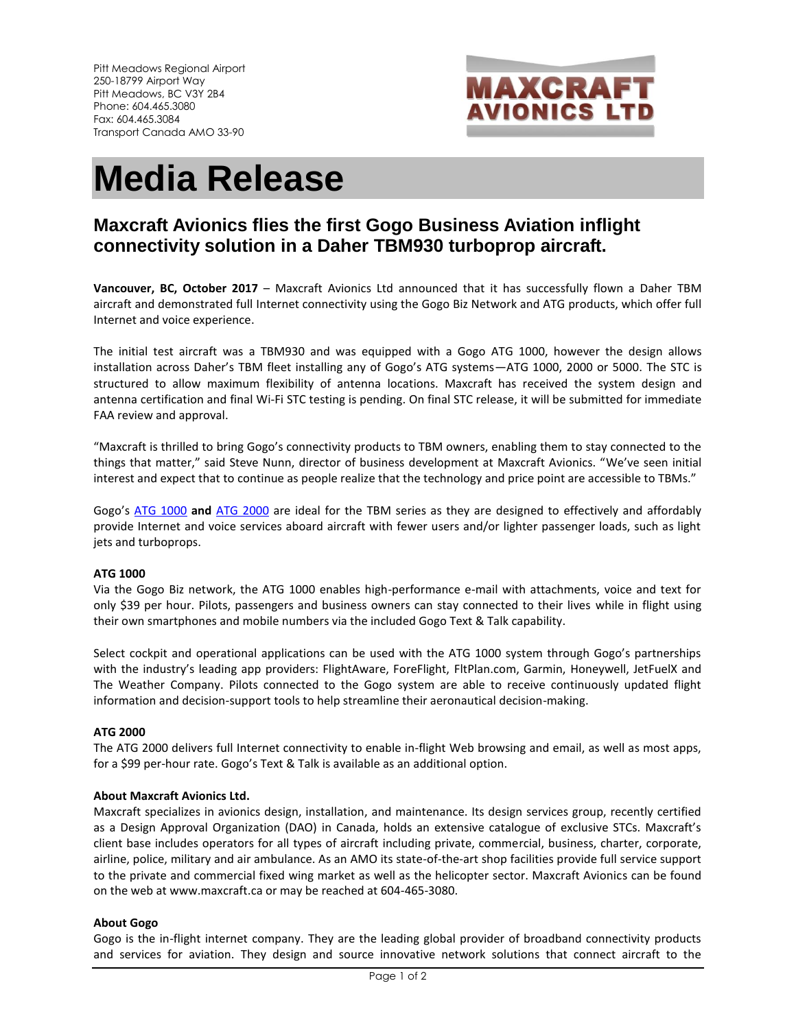Pitt Meadows Regional Airport
250-18799 Airport Way
Pitt Meadows, BC V3Y 2B4
Phone: 604.465.3080
Fax: 604.465.3084
Transport Canada AMO 33-90

MAXCRAFT AVIONICS LTD

# Media Release

## Maxcraft Avionics flies the first Gogo Business Aviation inflight connectivity solution in a Daher TBM930 turboprop aircraft.

**Vancouver, BC, October 2017** – Maxcraft Avionics Ltd announced that it has successfully flown a Daher TBM aircraft and demonstrated full Internet connectivity using the Gogo Biz Network and ATG products, which offer full Internet and voice experience.

The initial test aircraft was a TBM930 and was equipped with a Gogo ATG 1000, however the design allows installation across Daher's TBM fleet installing any of Gogo's ATG systems—ATG 1000, 2000 or 5000. The STC is structured to allow maximum flexibility of antenna locations. Maxcraft has received the system design and antenna certification and final Wi-Fi STC testing is pending. On final STC release, it will be submitted for immediate FAA review and approval.

"Maxcraft is thrilled to bring Gogo's connectivity products to TBM owners, enabling them to stay connected to the things that matter," said Steve Nunn, director of business development at Maxcraft Avionics. "We've seen initial interest and expect that to continue as people realize that the technology and price point are accessible to TBMs."

Gogo's ATG 1000 **and** ATG 2000 are ideal for the TBM series as they are designed to effectively and affordably provide Internet and voice services aboard aircraft with fewer users and/or lighter passenger loads, such as light jets and turboprops.

**ATG 1000**

Via the Gogo Biz network, the ATG 1000 enables high-performance e-mail with attachments, voice and text for only $39 per hour. Pilots, passengers and business owners can stay connected to their lives while in flight using their own smartphones and mobile numbers via the included Gogo Text & Talk capability.

Select cockpit and operational applications can be used with the ATG 1000 system through Gogo's partnerships with the industry's leading app providers: FlightAware, ForeFlight, FltPlan.com, Garmin, Honeywell, JetFuelX and The Weather Company. Pilots connected to the Gogo system are able to receive continuously updated flight information and decision-support tools to help streamline their aeronautical decision-making.

**ATG 2000**

The ATG 2000 delivers full Internet connectivity to enable in-flight Web browsing and email, as well as most apps, for a $99 per-hour rate. Gogo's Text & Talk is available as an additional option.

**About Maxcraft Avionics Ltd.**

Maxcraft specializes in avionics design, installation, and maintenance. Its design services group, recently certified as a Design Approval Organization (DAO) in Canada, holds an extensive catalogue of exclusive STCs. Maxcraft's client base includes operators for all types of aircraft including private, commercial, business, charter, corporate, airline, police, military and air ambulance. As an AMO its state-of-the-art shop facilities provide full service support to the private and commercial fixed wing market as well as the helicopter sector. Maxcraft Avionics can be found on the web at www.maxcraft.ca or may be reached at 604-465-3080.

**About Gogo**

Gogo is the in-flight internet company. They are the leading global provider of broadband connectivity products and services for aviation. They design and source innovative network solutions that connect aircraft to the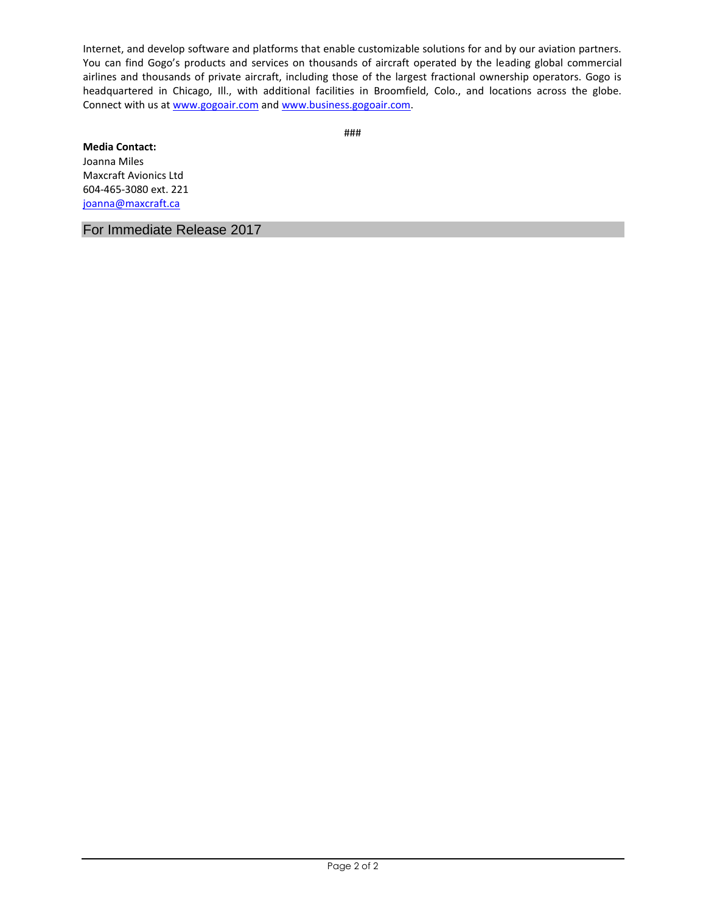Internet, and develop software and platforms that enable customizable solutions for and by our aviation partners. You can find Gogo's products and services on thousands of aircraft operated by the leading global commercial airlines and thousands of private aircraft, including those of the largest fractional ownership operators. Gogo is headquartered in Chicago, Ill., with additional facilities in Broomfield, Colo., and locations across the globe. Connect with us at www.gogoair.com and www.business.gogoair.com.

###

**Media Contact:**
Joanna Miles
Maxcraft Avionics Ltd
604-465-3080 ext. 221
joanna@maxcraft.ca

For Immediate Release 2017